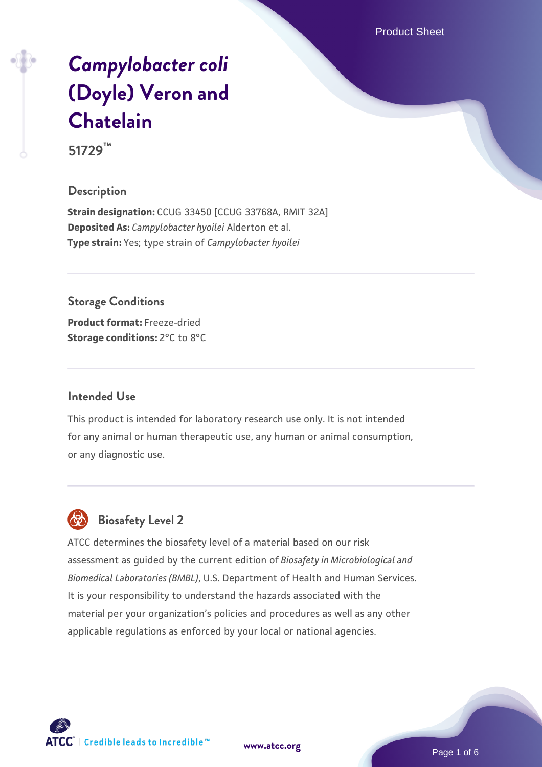# *Campylobacter coli* (Doyle) Veron and Chatelain

**51729™**

## Description

**Strain designation:** CCUG 33450 [CCUG 33768A, RMIT 32A]
**Deposited As:** *Campylobacter hyoilei* Alderton et al.
**Type strain:** Yes; type strain of *Campylobacter hyoilei*

## Storage Conditions

**Product format:** Freeze-dried
**Storage conditions:** 2°C to 8°C

## Intended Use

This product is intended for laboratory research use only. It is not intended for any animal or human therapeutic use, any human or animal consumption, or any diagnostic use.

## Biosafety Level 2

ATCC determines the biosafety level of a material based on our risk assessment as guided by the current edition of *Biosafety in Microbiological and Biomedical Laboratories (BMBL)*, U.S. Department of Health and Human Services. It is your responsibility to understand the hazards associated with the material per your organization's policies and procedures as well as any other applicable regulations as enforced by your local or national agencies.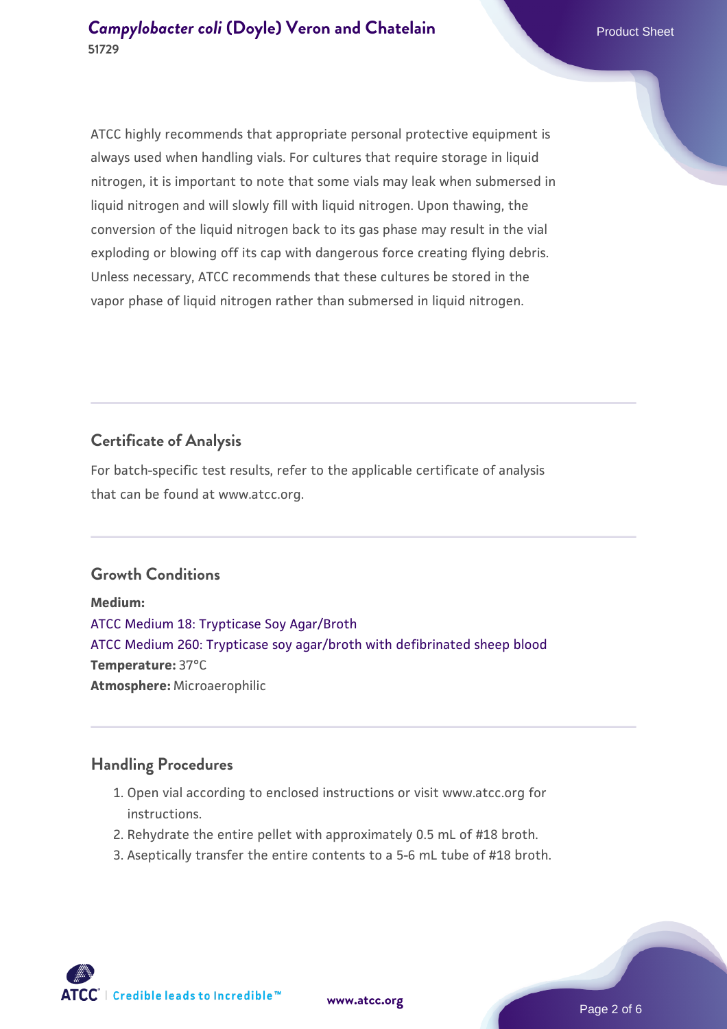ATCC highly recommends that appropriate personal protective equipment is always used when handling vials. For cultures that require storage in liquid nitrogen, it is important to note that some vials may leak when submersed in liquid nitrogen and will slowly fill with liquid nitrogen. Upon thawing, the conversion of the liquid nitrogen back to its gas phase may result in the vial exploding or blowing off its cap with dangerous force creating flying debris. Unless necessary, ATCC recommends that these cultures be stored in the vapor phase of liquid nitrogen rather than submersed in liquid nitrogen.

## Certificate of Analysis

For batch-specific test results, refer to the applicable certificate of analysis that can be found at www.atcc.org.

## Growth Conditions

**Medium:**
ATCC Medium 18: Trypticase Soy Agar/Broth
ATCC Medium 260: Trypticase soy agar/broth with defibrinated sheep blood
**Temperature:** 37°C
**Atmosphere:** Microaerophilic

## Handling Procedures

1. Open vial according to enclosed instructions or visit www.atcc.org for instructions.
2. Rehydrate the entire pellet with approximately 0.5 mL of #18 broth.
3. Aseptically transfer the entire contents to a 5-6 mL tube of #18 broth.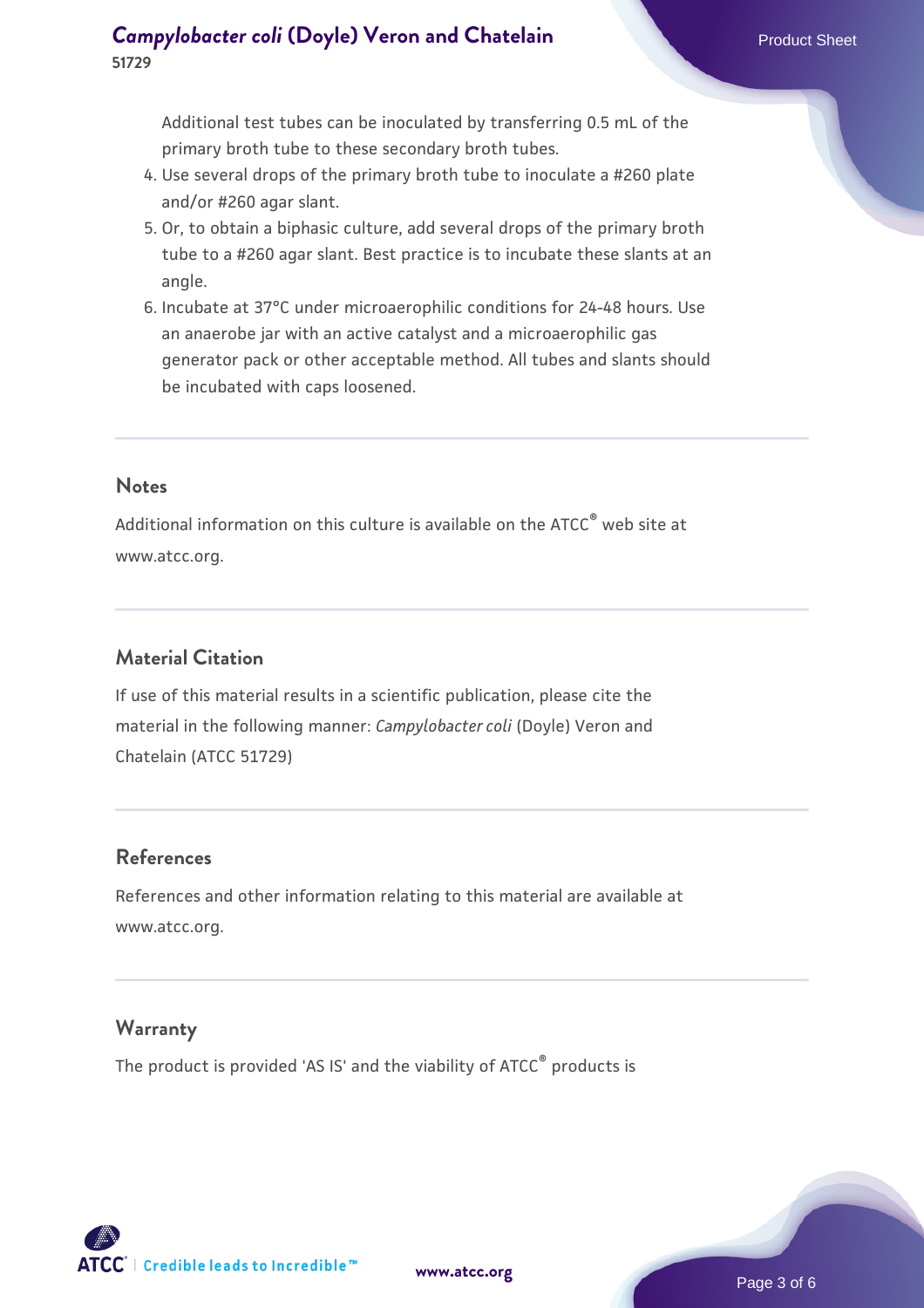Additional test tubes can be inoculated by transferring 0.5 mL of the primary broth tube to these secondary broth tubes.

4. Use several drops of the primary broth tube to inoculate a #260 plate and/or #260 agar slant.
5. Or, to obtain a biphasic culture, add several drops of the primary broth tube to a #260 agar slant. Best practice is to incubate these slants at an angle.
6. Incubate at 37°C under microaerophilic conditions for 24-48 hours. Use an anaerobe jar with an active catalyst and a microaerophilic gas generator pack or other acceptable method. All tubes and slants should be incubated with caps loosened.

## Notes

Additional information on this culture is available on the ATCC® web site at www.atcc.org.

## Material Citation

If use of this material results in a scientific publication, please cite the material in the following manner: *Campylobacter coli* (Doyle) Veron and Chatelain (ATCC 51729)

## References

References and other information relating to this material are available at www.atcc.org.

## Warranty

The product is provided 'AS IS' and the viability of ATCC® products is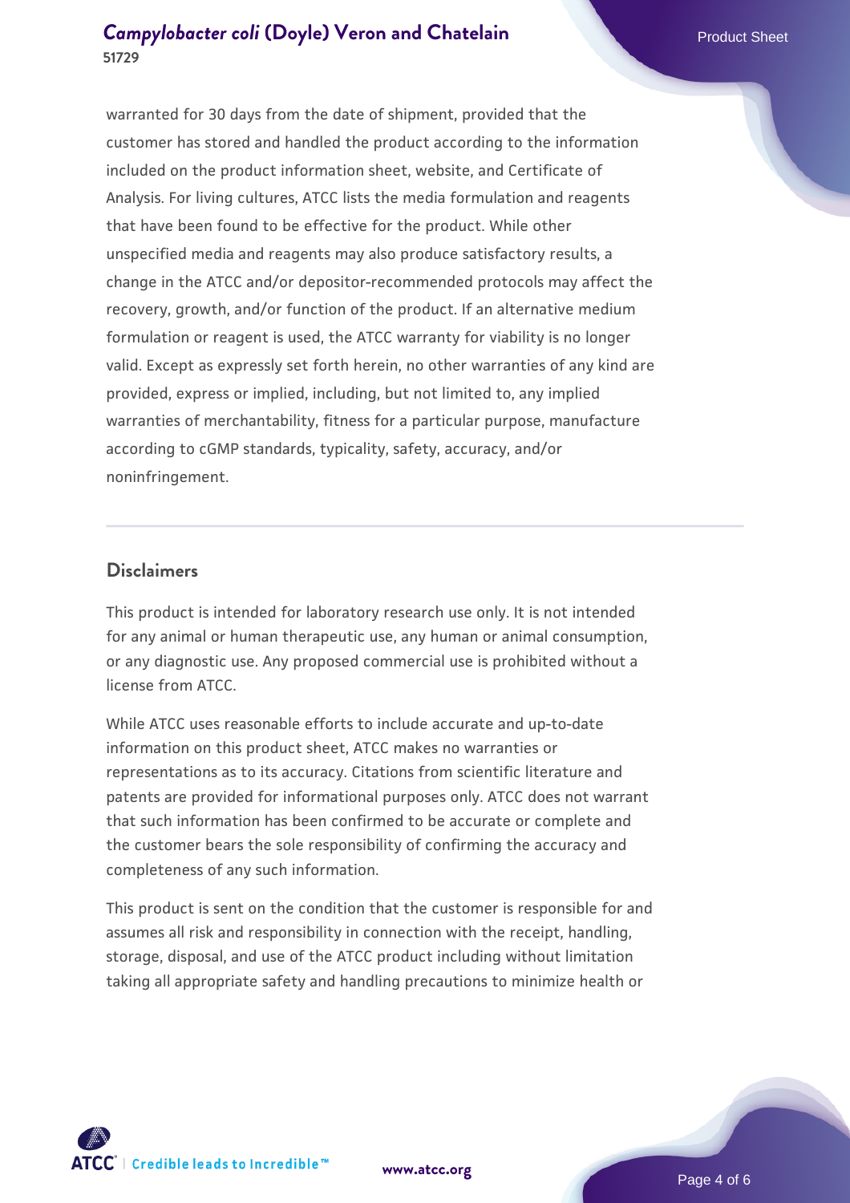warranted for 30 days from the date of shipment, provided that the customer has stored and handled the product according to the information included on the product information sheet, website, and Certificate of Analysis. For living cultures, ATCC lists the media formulation and reagents that have been found to be effective for the product. While other unspecified media and reagents may also produce satisfactory results, a change in the ATCC and/or depositor-recommended protocols may affect the recovery, growth, and/or function of the product. If an alternative medium formulation or reagent is used, the ATCC warranty for viability is no longer valid. Except as expressly set forth herein, no other warranties of any kind are provided, express or implied, including, but not limited to, any implied warranties of merchantability, fitness for a particular purpose, manufacture according to cGMP standards, typicality, safety, accuracy, and/or noninfringement.

## Disclaimers

This product is intended for laboratory research use only. It is not intended for any animal or human therapeutic use, any human or animal consumption, or any diagnostic use. Any proposed commercial use is prohibited without a license from ATCC.

While ATCC uses reasonable efforts to include accurate and up-to-date information on this product sheet, ATCC makes no warranties or representations as to its accuracy. Citations from scientific literature and patents are provided for informational purposes only. ATCC does not warrant that such information has been confirmed to be accurate or complete and the customer bears the sole responsibility of confirming the accuracy and completeness of any such information.

This product is sent on the condition that the customer is responsible for and assumes all risk and responsibility in connection with the receipt, handling, storage, disposal, and use of the ATCC product including without limitation taking all appropriate safety and handling precautions to minimize health or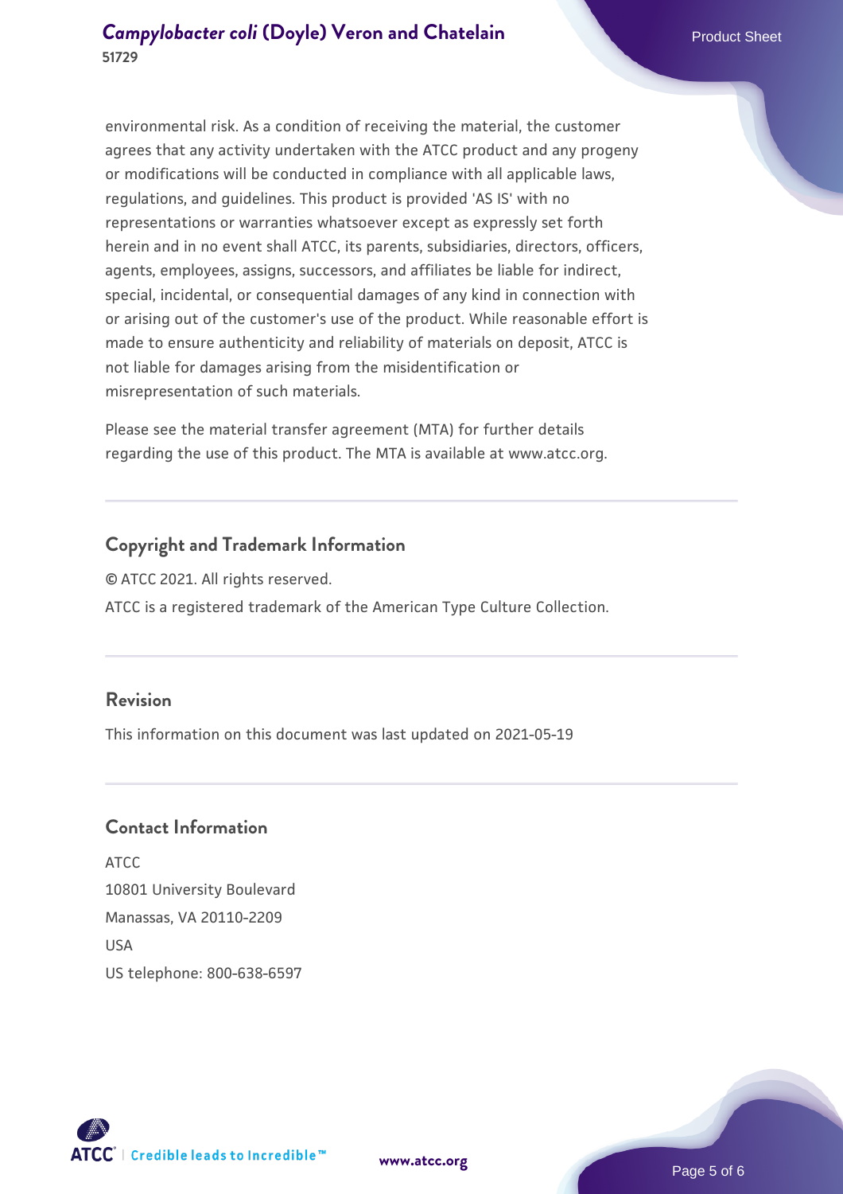environmental risk. As a condition of receiving the material, the customer agrees that any activity undertaken with the ATCC product and any progeny or modifications will be conducted in compliance with all applicable laws, regulations, and guidelines. This product is provided 'AS IS' with no representations or warranties whatsoever except as expressly set forth herein and in no event shall ATCC, its parents, subsidiaries, directors, officers, agents, employees, assigns, successors, and affiliates be liable for indirect, special, incidental, or consequential damages of any kind in connection with or arising out of the customer's use of the product. While reasonable effort is made to ensure authenticity and reliability of materials on deposit, ATCC is not liable for damages arising from the misidentification or misrepresentation of such materials.

Please see the material transfer agreement (MTA) for further details regarding the use of this product. The MTA is available at www.atcc.org.

## Copyright and Trademark Information

© ATCC 2021. All rights reserved.

ATCC is a registered trademark of the American Type Culture Collection.

## Revision

This information on this document was last updated on 2021-05-19

## Contact Information

ATCC
10801 University Boulevard
Manassas, VA 20110-2209
USA
US telephone: 800-638-6597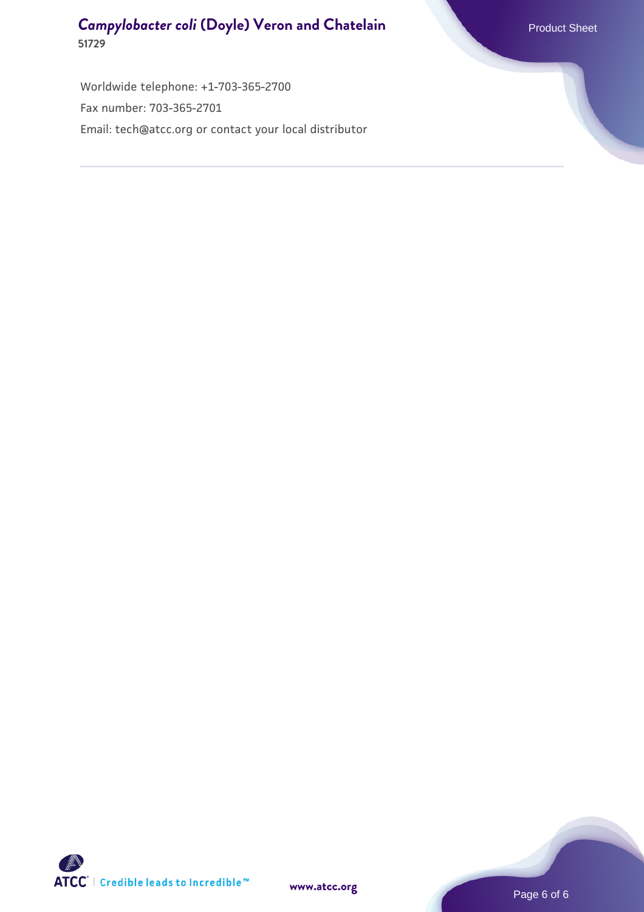Worldwide telephone: +1-703-365-2700

Fax number: 703-365-2701

Email: tech@atcc.org or contact your local distributor